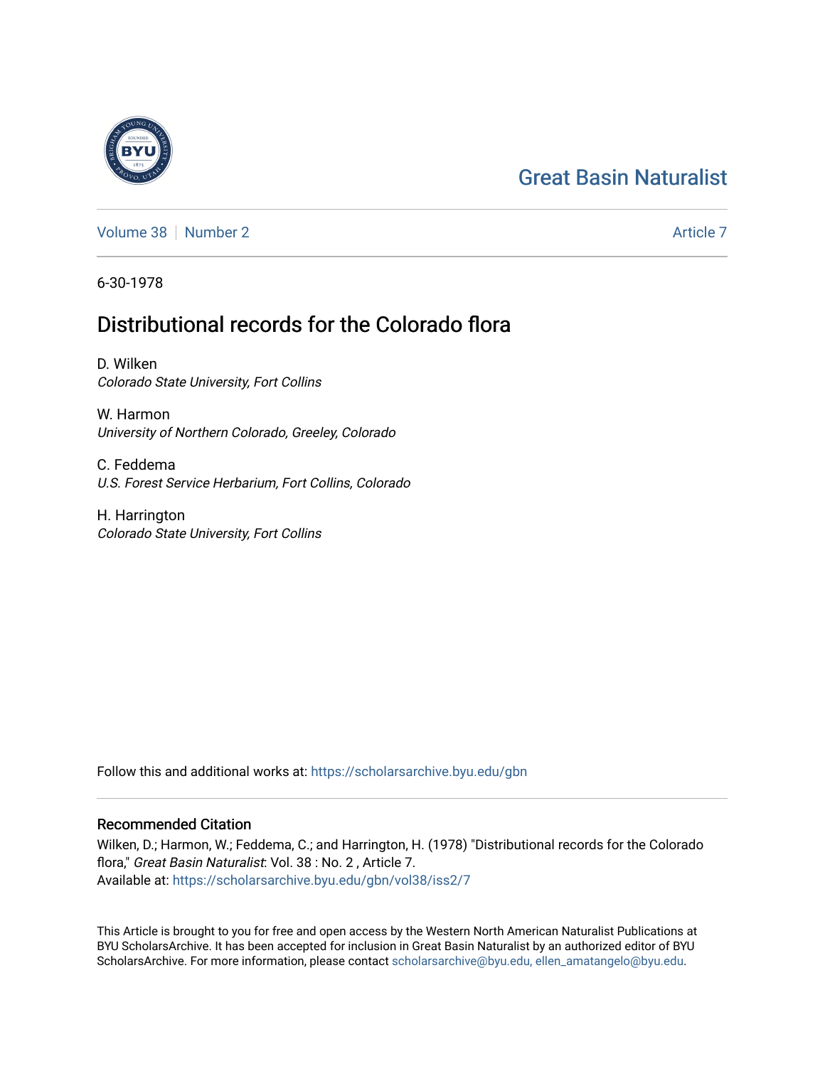Great Basin Naturalist

Volume 38 | Number 2 Article 7

6-30-1978

# Distributional records for the Colorado flora

D. Wilken
*Colorado State University, Fort Collins*

W. Harmon
*University of Northern Colorado, Greeley, Colorado*

C. Feddema
*U.S. Forest Service Herbarium, Fort Collins, Colorado*

H. Harrington
*Colorado State University, Fort Collins*

Follow this and additional works at: https://scholarsarchive.byu.edu/gbn

## Recommended Citation

Wilken, D.; Harmon, W.; Feddema, C.; and Harrington, H. (1978) "Distributional records for the Colorado flora," *Great Basin Naturalist*: Vol. 38 : No. 2 , Article 7.
Available at: https://scholarsarchive.byu.edu/gbn/vol38/iss2/7

This Article is brought to you for free and open access by the Western North American Naturalist Publications at BYU ScholarsArchive. It has been accepted for inclusion in Great Basin Naturalist by an authorized editor of BYU ScholarsArchive. For more information, please contact scholarsarchive@byu.edu, ellen_amatangelo@byu.edu.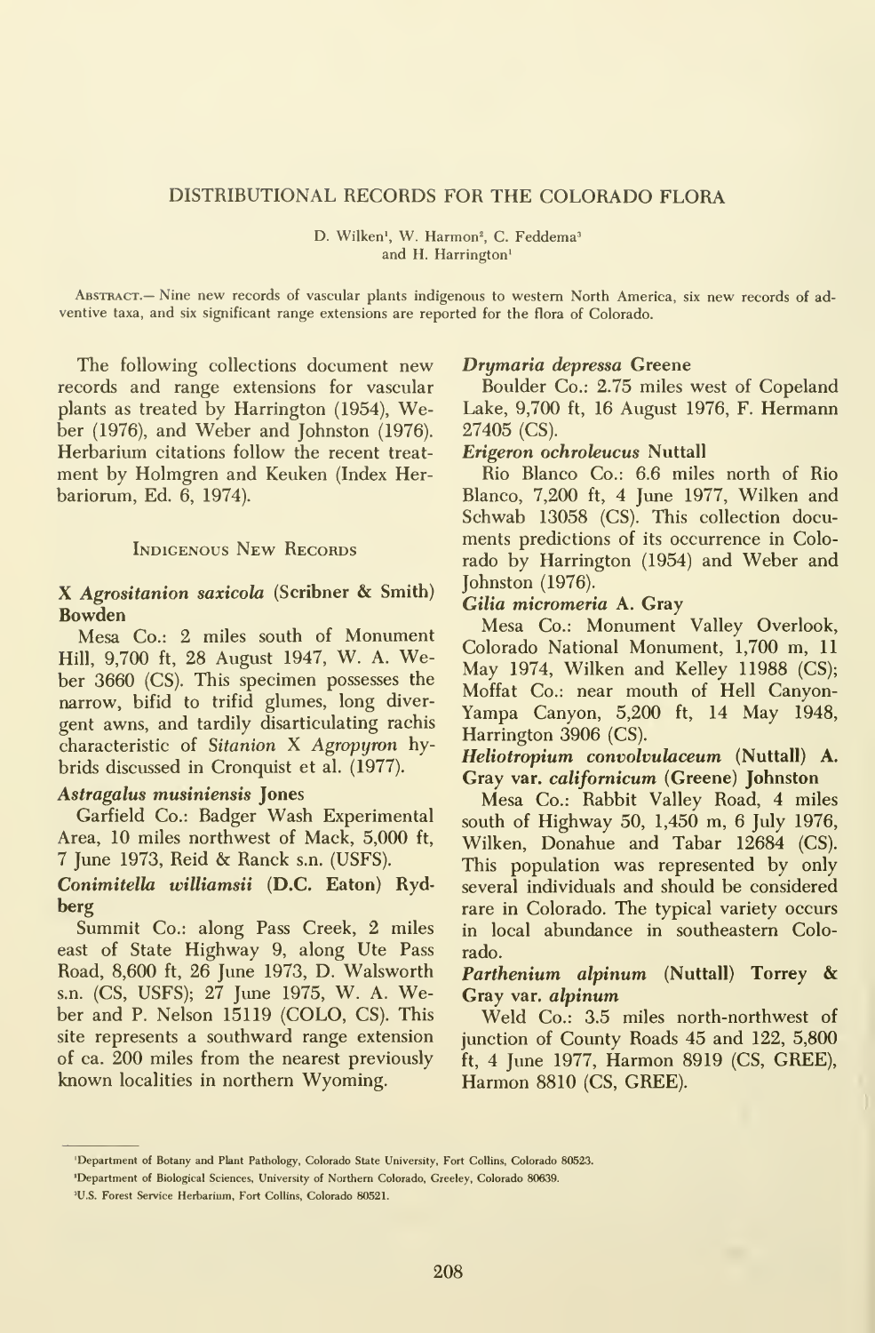# DISTRIBUTIONAL RECORDS FOR THE COLORADO FLORA

D. Wilken[1], W. Harmon[2], C. Feddema[3] and H. Harrington[1]

Abstract.— Nine new records of vascular plants indigenous to western North America, six new records of adventive taxa, and six significant range extensions are reported for the flora of Colorado.

The following collections document new records and range extensions for vascular plants as treated by Harrington (1954), Weber (1976), and Weber and Johnston (1976). Herbarium citations follow the recent treatment by Holmgren and Keuken (Index Herbariorum, Ed. 6, 1974).

## Indigenous New Records

### X *Agrositanion saxicola* (Scribner & Smith) Bowden

Mesa Co.: 2 miles south of Monument Hill, 9,700 ft, 28 August 1947, W. A. Weber 3660 (CS). This specimen possesses the narrow, bifid to trifid glumes, long divergent awns, and tardily disarticulating rachis characteristic of *Sitanion* X *Agropyron* hybrids discussed in Cronquist et al. (1977).

### *Astragalus musiniensis* Jones

Garfield Co.: Badger Wash Experimental Area, 10 miles northwest of Mack, 5,000 ft, 7 June 1973, Reid & Ranck s.n. (USFS).

### *Conimitella williamsii* (D.C. Eaton) Rydberg

Summit Co.: along Pass Creek, 2 miles east of State Highway 9, along Ute Pass Road, 8,600 ft, 26 June 1973, D. Walsworth s.n. (CS, USFS); 27 June 1975, W. A. Weber and P. Nelson 15119 (COLO, CS). This site represents a southward range extension of ca. 200 miles from the nearest previously known localities in northern Wyoming.

### *Drymaria depressa* Greene

Boulder Co.: 2.75 miles west of Copeland Lake, 9,700 ft, 16 August 1976, F. Hermann 27405 (CS).

### *Erigeron ochroleucus* Nuttall

Rio Blanco Co.: 6.6 miles north of Rio Blanco, 7,200 ft, 4 June 1977, Wilken and Schwab 13058 (CS). This collection documents predictions of its occurrence in Colorado by Harrington (1954) and Weber and Johnston (1976).

### *Gilia micromeria* A. Gray

Mesa Co.: Monument Valley Overlook, Colorado National Monument, 1,700 m, 11 May 1974, Wilken and Kelley 11988 (CS); Moffat Co.: near mouth of Hell Canyon-Yampa Canyon, 5,200 ft, 14 May 1948, Harrington 3906 (CS).

### *Heliotropium convolvulaceum* (Nuttall) A. Gray var. *californicum* (Greene) Johnston

Mesa Co.: Rabbit Valley Road, 4 miles south of Highway 50, 1,450 m, 6 July 1976, Wilken, Donahue and Tabar 12684 (CS). This population was represented by only several individuals and should be considered rare in Colorado. The typical variety occurs in local abundance in southeastern Colorado.

### *Parthenium alpinum* (Nuttall) Torrey & Gray var. *alpinum*

Weld Co.: 3.5 miles north-northwest of junction of County Roads 45 and 122, 5,800 ft, 4 June 1977, Harmon 8919 (CS, GREE), Harmon 8810 (CS, GREE).

---

[1] Department of Botany and Plant Pathology, Colorado State University, Fort Collins, Colorado 80523.

[2] Department of Biological Sciences, University of Northern Colorado, Greeley, Colorado 80639.

[3] U.S. Forest Service Herbarium, Fort Collins, Colorado 80521.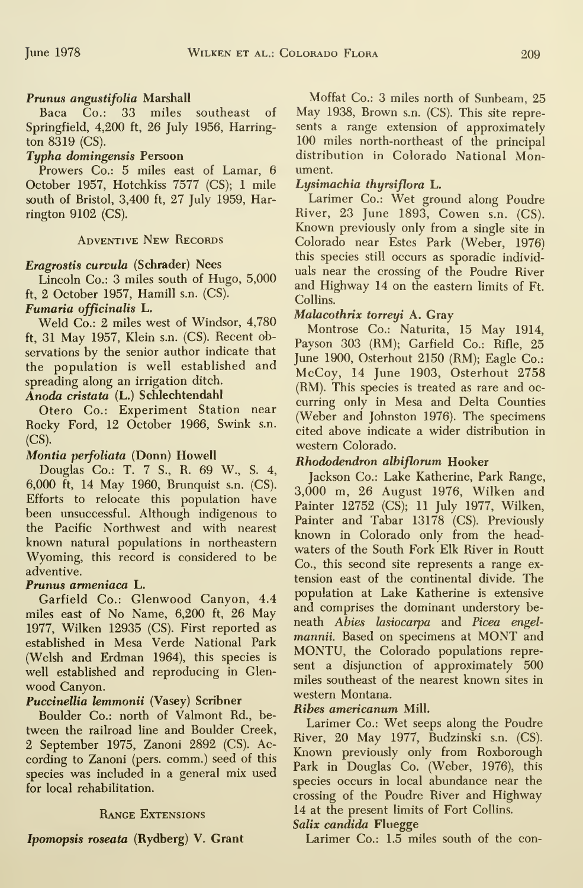*Prunus angustifolia* Marshall

Baca Co.: 33 miles southeast of Springfield, 4,200 ft, 26 July 1956, Harrington 8319 (CS).

*Typha domingensis* Persoon

Prowers Co.: 5 miles east of Lamar, 6 October 1957, Hotchkiss 7577 (CS); 1 mile south of Bristol, 3,400 ft, 27 July 1959, Harrington 9102 (CS).

## Adventive New Records

*Eragrostis curvula* (Schrader) Nees

Lincoln Co.: 3 miles south of Hugo, 5,000 ft, 2 October 1957, Hamill s.n. (CS).

*Fumaria officinalis* L.

Weld Co.: 2 miles west of Windsor, 4,780 ft, 31 May 1957, Klein s.n. (CS). Recent observations by the senior author indicate that the population is well established and spreading along an irrigation ditch.

*Anoda cristata* (L.) Schlechtendahl

Otero Co.: Experiment Station near Rocky Ford, 12 October 1966, Swink s.n. (CS).

*Montia perfoliata* (Donn) Howell

Douglas Co.: T. 7 S., R. 69 W., S. 4, 6,000 ft, 14 May 1960, Brunquist s.n. (CS). Efforts to relocate this population have been unsuccessful. Although indigenous to the Pacific Northwest and with nearest known natural populations in northeastern Wyoming, this record is considered to be adventive.

*Prunus armeniaca* L.

Garfield Co.: Glenwood Canyon, 4.4 miles east of No Name, 6,200 ft, 26 May 1977, Wilken 12935 (CS). First reported as established in Mesa Verde National Park (Welsh and Erdman 1964), this species is well established and reproducing in Glenwood Canyon.

*Puccinellia lemmonii* (Vasey) Scribner

Boulder Co.: north of Valmont Rd., between the railroad line and Boulder Creek, 2 September 1975, Zanoni 2892 (CS). According to Zanoni (pers. comm.) seed of this species was included in a general mix used for local rehabilitation.

## Range Extensions

*Ipomopsis roseata* (Rydberg) V. Grant

Moffat Co.: 3 miles north of Sunbeam, 25 May 1938, Brown s.n. (CS). This site represents a range extension of approximately 100 miles north-northeast of the principal distribution in Colorado National Monument.

*Lysimachia thyrsiflora* L.

Larimer Co.: Wet ground along Poudre River, 23 June 1893, Cowen s.n. (CS). Known previously only from a single site in Colorado near Estes Park (Weber, 1976) this species still occurs as sporadic individuals near the crossing of the Poudre River and Highway 14 on the eastern limits of Ft. Collins.

*Malacothrix torreyi* A. Gray

Montrose Co.: Naturita, 15 May 1914, Payson 303 (RM); Garfield Co.: Rifle, 25 June 1900, Osterhout 2150 (RM); Eagle Co.: McCoy, 14 June 1903, Osterhout 2758 (RM). This species is treated as rare and occurring only in Mesa and Delta Counties (Weber and Johnston 1976). The specimens cited above indicate a wider distribution in western Colorado.

*Rhododendron albiflorum* Hooker

Jackson Co.: Lake Katherine, Park Range, 3,000 m, 26 August 1976, Wilken and Painter 12752 (CS); 11 July 1977, Wilken, Painter and Tabar 13178 (CS). Previously known in Colorado only from the headwaters of the South Fork Elk River in Routt Co., this second site represents a range extension east of the continental divide. The population at Lake Katherine is extensive and comprises the dominant understory beneath *Abies lasiocarpa* and *Picea engelmannii*. Based on specimens at MONT and MONTU, the Colorado populations represent a disjunction of approximately 500 miles southeast of the nearest known sites in western Montana.

*Ribes americanum* Mill.

Larimer Co.: Wet seeps along the Poudre River, 20 May 1977, Budzinski s.n. (CS). Known previously only from Roxborough Park in Douglas Co. (Weber, 1976), this species occurs in local abundance near the crossing of the Poudre River and Highway 14 at the present limits of Fort Collins.

*Salix candida* Fluegge

Larimer Co.: 1.5 miles south of the con-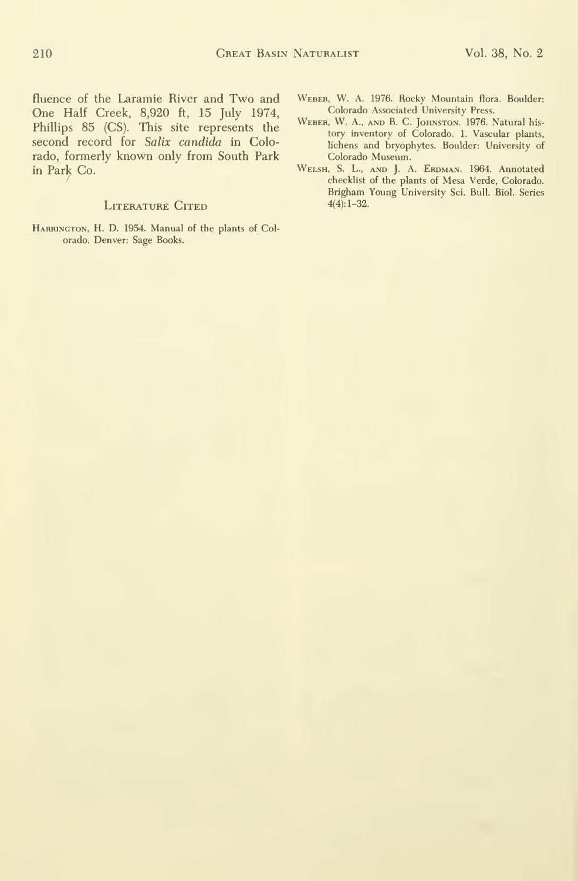fluence of the Laramie River and Two and One Half Creek, 8,920 ft, 15 July 1974, Phillips 85 (CS). This site represents the second record for *Salix candida* in Colorado, formerly known only from South Park in Park Co.

## Literature Cited

Harrington, H. D. 1954. Manual of the plants of Colorado. Denver: Sage Books.

Weber, W. A. 1976. Rocky Mountain flora. Boulder: Colorado Associated University Press.

Weber, W. A., and B. C. Johnston. 1976. Natural history inventory of Colorado. 1. Vascular plants, lichens and bryophytes. Boulder: University of Colorado Museum.

Welsh, S. L., and J. A. Erdman. 1964. Annotated checklist of the plants of Mesa Verde, Colorado. Brigham Young University Sci. Bull. Biol. Series 4(4):1–32.